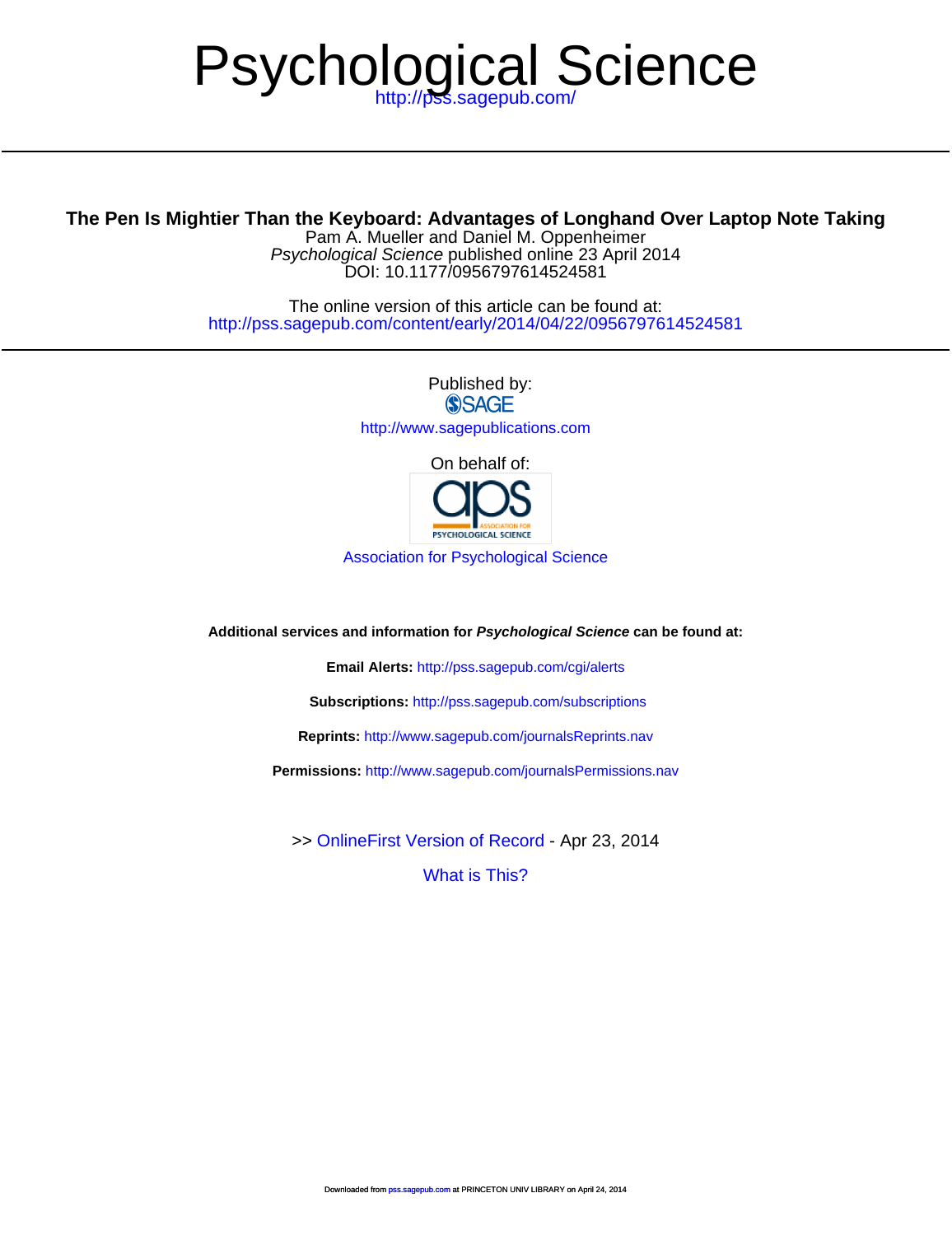# Psychological Science

http://pss.sagepub.com/

## The Pen Is Mightier Than the Keyboard: Advantages of Longhand Over Laptop Note Taking

Pam A. Mueller and Daniel M. Oppenheimer

*Psychological Science* published online 23 April 2014

DOI: 10.1177/0956797614524581

The online version of this article can be found at:

http://pss.sagepub.com/content/early/2014/04/22/0956797614524581

Published by:

SAGE

http://www.sagepublications.com

On behalf of:

Association for Psychological Science

**Additional services and information for *Psychological Science* can be found at:**

**Email Alerts:** http://pss.sagepub.com/cgi/alerts

**Subscriptions:** http://pss.sagepub.com/subscriptions

**Reprints:** http://www.sagepub.com/journalsReprints.nav

**Permissions:** http://www.sagepub.com/journalsPermissions.nav

>> OnlineFirst Version of Record - Apr 23, 2014

What is This?

Downloaded from pss.sagepub.com at PRINCETON UNIV LIBRARY on April 24, 2014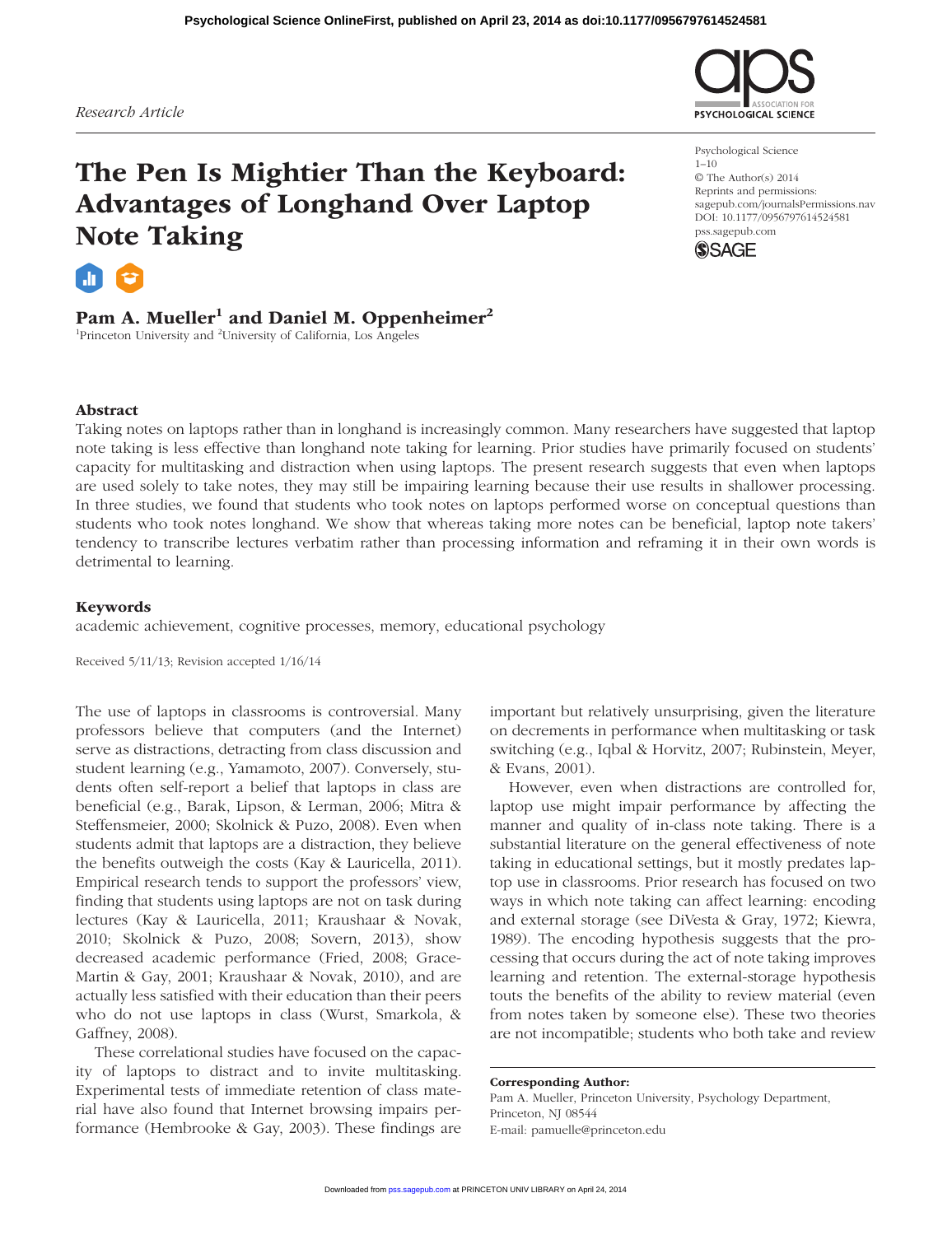Research Article

# The Pen Is Mightier Than the Keyboard: Advantages of Longhand Over Laptop Note Taking

Psychological Science
1–10
© The Author(s) 2014
Reprints and permissions:
sagepub.com/journalsPermissions.nav
DOI: 10.1177/0956797614524581
pss.sagepub.com

**Pam A. Mueller[1] and Daniel M. Oppenheimer[2]**

[1]Princeton University and [2]University of California, Los Angeles

## Abstract

Taking notes on laptops rather than in longhand is increasingly common. Many researchers have suggested that laptop note taking is less effective than longhand note taking for learning. Prior studies have primarily focused on students' capacity for multitasking and distraction when using laptops. The present research suggests that even when laptops are used solely to take notes, they may still be impairing learning because their use results in shallower processing. In three studies, we found that students who took notes on laptops performed worse on conceptual questions than students who took notes longhand. We show that whereas taking more notes can be beneficial, laptop note takers' tendency to transcribe lectures verbatim rather than processing information and reframing it in their own words is detrimental to learning.

### Keywords

academic achievement, cognitive processes, memory, educational psychology

Received 5/11/13; Revision accepted 1/16/14

The use of laptops in classrooms is controversial. Many professors believe that computers (and the Internet) serve as distractions, detracting from class discussion and student learning (e.g., Yamamoto, 2007). Conversely, students often self-report a belief that laptops in class are beneficial (e.g., Barak, Lipson, & Lerman, 2006; Mitra & Steffensmeier, 2000; Skolnick & Puzo, 2008). Even when students admit that laptops are a distraction, they believe the benefits outweigh the costs (Kay & Lauricella, 2011). Empirical research tends to support the professors' view, finding that students using laptops are not on task during lectures (Kay & Lauricella, 2011; Kraushaar & Novak, 2010; Skolnick & Puzo, 2008; Sovern, 2013), show decreased academic performance (Fried, 2008; Grace-Martin & Gay, 2001; Kraushaar & Novak, 2010), and are actually less satisfied with their education than their peers who do not use laptops in class (Wurst, Smarkola, & Gaffney, 2008).

These correlational studies have focused on the capacity of laptops to distract and to invite multitasking. Experimental tests of immediate retention of class material have also found that Internet browsing impairs performance (Hembrooke & Gay, 2003). These findings are important but relatively unsurprising, given the literature on decrements in performance when multitasking or task switching (e.g., Iqbal & Horvitz, 2007; Rubinstein, Meyer, & Evans, 2001).

However, even when distractions are controlled for, laptop use might impair performance by affecting the manner and quality of in-class note taking. There is a substantial literature on the general effectiveness of note taking in educational settings, but it mostly predates laptop use in classrooms. Prior research has focused on two ways in which note taking can affect learning: encoding and external storage (see DiVesta & Gray, 1972; Kiewra, 1989). The encoding hypothesis suggests that the processing that occurs during the act of note taking improves learning and retention. The external-storage hypothesis touts the benefits of the ability to review material (even from notes taken by someone else). These two theories are not incompatible; students who both take and review

**Corresponding Author:**
Pam A. Mueller, Princeton University, Psychology Department, Princeton, NJ 08544
E-mail: pamuelle@princeton.edu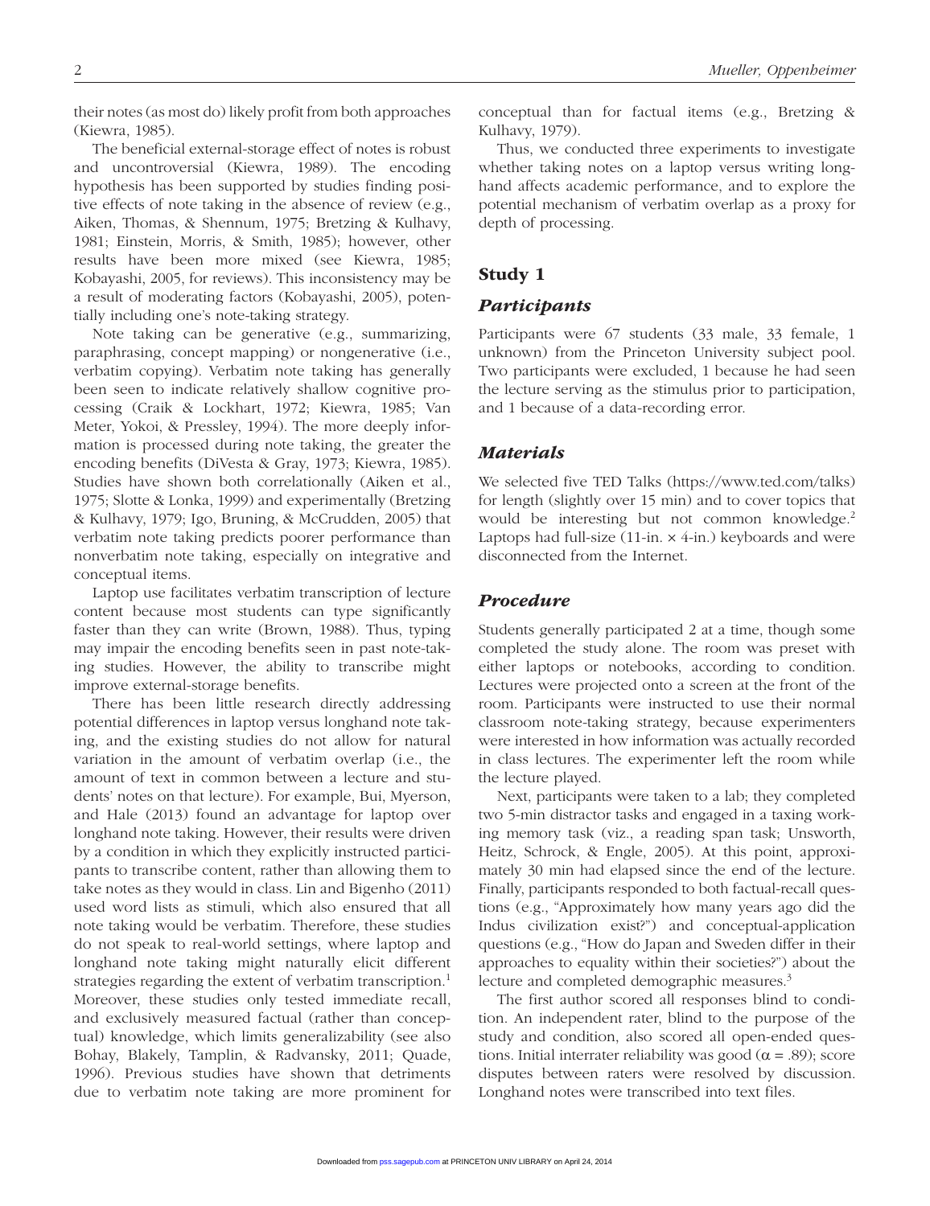their notes (as most do) likely profit from both approaches (Kiewra, 1985).

The beneficial external-storage effect of notes is robust and uncontroversial (Kiewra, 1989). The encoding hypothesis has been supported by studies finding positive effects of note taking in the absence of review (e.g., Aiken, Thomas, & Shennum, 1975; Bretzing & Kulhavy, 1981; Einstein, Morris, & Smith, 1985); however, other results have been more mixed (see Kiewra, 1985; Kobayashi, 2005, for reviews). This inconsistency may be a result of moderating factors (Kobayashi, 2005), potentially including one's note-taking strategy.

Note taking can be generative (e.g., summarizing, paraphrasing, concept mapping) or nongenerative (i.e., verbatim copying). Verbatim note taking has generally been seen to indicate relatively shallow cognitive processing (Craik & Lockhart, 1972; Kiewra, 1985; Van Meter, Yokoi, & Pressley, 1994). The more deeply information is processed during note taking, the greater the encoding benefits (DiVesta & Gray, 1973; Kiewra, 1985). Studies have shown both correlationally (Aiken et al., 1975; Slotte & Lonka, 1999) and experimentally (Bretzing & Kulhavy, 1979; Igo, Bruning, & McCrudden, 2005) that verbatim note taking predicts poorer performance than nonverbatim note taking, especially on integrative and conceptual items.

Laptop use facilitates verbatim transcription of lecture content because most students can type significantly faster than they can write (Brown, 1988). Thus, typing may impair the encoding benefits seen in past note-taking studies. However, the ability to transcribe might improve external-storage benefits.

There has been little research directly addressing potential differences in laptop versus longhand note taking, and the existing studies do not allow for natural variation in the amount of verbatim overlap (i.e., the amount of text in common between a lecture and students' notes on that lecture). For example, Bui, Myerson, and Hale (2013) found an advantage for laptop over longhand note taking. However, their results were driven by a condition in which they explicitly instructed participants to transcribe content, rather than allowing them to take notes as they would in class. Lin and Bigenho (2011) used word lists as stimuli, which also ensured that all note taking would be verbatim. Therefore, these studies do not speak to real-world settings, where laptop and longhand note taking might naturally elicit different strategies regarding the extent of verbatim transcription.[1] Moreover, these studies only tested immediate recall, and exclusively measured factual (rather than conceptual) knowledge, which limits generalizability (see also Bohay, Blakely, Tamplin, & Radvansky, 2011; Quade, 1996). Previous studies have shown that detriments due to verbatim note taking are more prominent for conceptual than for factual items (e.g., Bretzing & Kulhavy, 1979).

Thus, we conducted three experiments to investigate whether taking notes on a laptop versus writing longhand affects academic performance, and to explore the potential mechanism of verbatim overlap as a proxy for depth of processing.

## Study 1

### *Participants*

Participants were 67 students (33 male, 33 female, 1 unknown) from the Princeton University subject pool. Two participants were excluded, 1 because he had seen the lecture serving as the stimulus prior to participation, and 1 because of a data-recording error.

### *Materials*

We selected five TED Talks (https://www.ted.com/talks) for length (slightly over 15 min) and to cover topics that would be interesting but not common knowledge.[2] Laptops had full-size (11-in. × 4-in.) keyboards and were disconnected from the Internet.

### *Procedure*

Students generally participated 2 at a time, though some completed the study alone. The room was preset with either laptops or notebooks, according to condition. Lectures were projected onto a screen at the front of the room. Participants were instructed to use their normal classroom note-taking strategy, because experimenters were interested in how information was actually recorded in class lectures. The experimenter left the room while the lecture played.

Next, participants were taken to a lab; they completed two 5-min distractor tasks and engaged in a taxing working memory task (viz., a reading span task; Unsworth, Heitz, Schrock, & Engle, 2005). At this point, approximately 30 min had elapsed since the end of the lecture. Finally, participants responded to both factual-recall questions (e.g., "Approximately how many years ago did the Indus civilization exist?") and conceptual-application questions (e.g., "How do Japan and Sweden differ in their approaches to equality within their societies?") about the lecture and completed demographic measures.[3]

The first author scored all responses blind to condition. An independent rater, blind to the purpose of the study and condition, also scored all open-ended questions. Initial interrater reliability was good ($\alpha$ = .89); score disputes between raters were resolved by discussion. Longhand notes were transcribed into text files.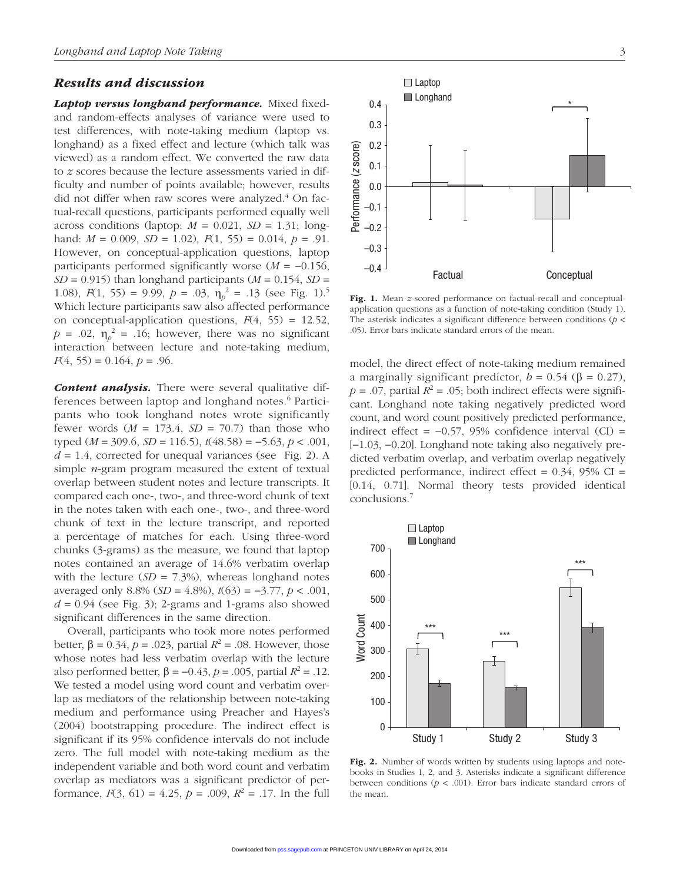### *Results and discussion*

***Laptop versus longhand performance.*** Mixed fixed- and random-effects analyses of variance were used to test differences, with note-taking medium (laptop vs. longhand) as a fixed effect and lecture (which talk was viewed) as a random effect. We converted the raw data to *z* scores because the lecture assessments varied in difficulty and number of points available; however, results did not differ when raw scores were analyzed.[4] On factual-recall questions, participants performed equally well across conditions (laptop: $M = 0.021$, $SD = 1.31$; longhand: $M = 0.009$, $SD = 1.02$), $F(1, 55) = 0.014$, $p = .91$. However, on conceptual-application questions, laptop participants performed significantly worse ($M = -0.156$, $SD = 0.915$) than longhand participants ($M = 0.154$, $SD = 1.08$), $F(1, 55) = 9.99$, $p = .03$, $\eta_p^2 = .13$ (see Fig. 1).[5] Which lecture participants saw also affected performance on conceptual-application questions, $F(4, 55) = 12.52$, $p = .02$, $\eta_p^2 = .16$; however, there was no significant interaction between lecture and note-taking medium, $F(4, 55) = 0.164$, $p = .96$.

Fig. 1. Mean *z*-scored performance on factual-recall and conceptual-application questions as a function of note-taking condition (Study 1). The asterisk indicates a significant difference between conditions ($p < .05$). Error bars indicate standard errors of the mean.

***Content analysis.*** There were several qualitative differences between laptop and longhand notes.[6] Participants who took longhand notes wrote significantly fewer words ($M = 173.4$, $SD = 70.7$) than those who typed ($M = 309.6$, $SD = 116.5$), $t(48.58) = -5.63$, $p < .001$, $d = 1.4$, corrected for unequal variances (see Fig. 2). A simple *n*-gram program measured the extent of textual overlap between student notes and lecture transcripts. It compared each one-, two-, and three-word chunk of text in the notes taken with each one-, two-, and three-word chunk of text in the lecture transcript, and reported a percentage of matches for each. Using three-word chunks (3-grams) as the measure, we found that laptop notes contained an average of 14.6% verbatim overlap with the lecture ($SD = 7.3\%$), whereas longhand notes averaged only 8.8% ($SD = 4.8\%$), $t(63) = -3.77$, $p < .001$, $d = 0.94$ (see Fig. 3); 2-grams and 1-grams also showed significant differences in the same direction.

Overall, participants who took more notes performed better, $\beta = 0.34$, $p = .023$, partial $R^2 = .08$. However, those whose notes had less verbatim overlap with the lecture also performed better, $\beta = -0.43$, $p = .005$, partial $R^2 = .12$. We tested a model using word count and verbatim overlap as mediators of the relationship between note-taking medium and performance using Preacher and Hayes's (2004) bootstrapping procedure. The indirect effect is significant if its 95% confidence intervals do not include zero. The full model with note-taking medium as the independent variable and both word count and verbatim overlap as mediators was a significant predictor of performance, $F(3, 61) = 4.25$, $p = .009$, $R^2 = .17$. In the full model, the direct effect of note-taking medium remained a marginally significant predictor, $b = 0.54$ ($\beta = 0.27$), $p = .07$, partial $R^2 = .05$; both indirect effects were significant. Longhand note taking negatively predicted word count, and word count positively predicted performance, indirect effect = −0.57, 95% confidence interval (CI) = [−1.03, −0.20]. Longhand note taking also negatively predicted verbatim overlap, and verbatim overlap negatively predicted performance, indirect effect = 0.34, 95% CI = [0.14, 0.71]. Normal theory tests provided identical conclusions.[7]

Fig. 2. Number of words written by students using laptops and notebooks in Studies 1, 2, and 3. Asterisks indicate a significant difference between conditions ($p < .001$). Error bars indicate standard errors of the mean.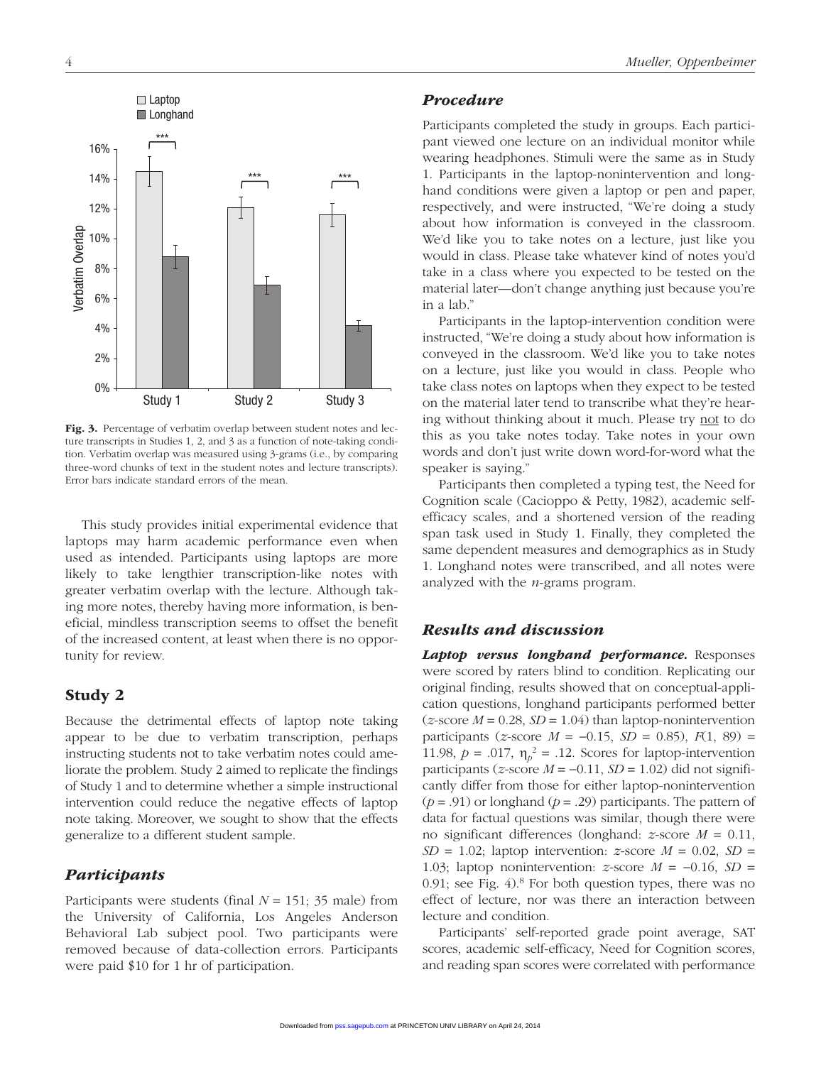□ Laptop
■ Longhand

16%
14%
12%
10%
8%
6%
4%
2%
0%

Verbatim Overlap

***
***
***

Study 1
Study 2
Study 3

**Fig. 3.** Percentage of verbatim overlap between student notes and lecture transcripts in Studies 1, 2, and 3 as a function of note-taking condition. Verbatim overlap was measured using 3-grams (i.e., by comparing three-word chunks of text in the student notes and lecture transcripts). Error bars indicate standard errors of the mean.

This study provides initial experimental evidence that laptops may harm academic performance even when used as intended. Participants using laptops are more likely to take lengthier transcription-like notes with greater verbatim overlap with the lecture. Although taking more notes, thereby having more information, is beneficial, mindless transcription seems to offset the benefit of the increased content, at least when there is no opportunity for review.

## Study 2

Because the detrimental effects of laptop note taking appear to be due to verbatim transcription, perhaps instructing students not to take verbatim notes could ameliorate the problem. Study 2 aimed to replicate the findings of Study 1 and to determine whether a simple instructional intervention could reduce the negative effects of laptop note taking. Moreover, we sought to show that the effects generalize to a different student sample.

### *Participants*

Participants were students (final $N = 151$; 35 male) from the University of California, Los Angeles Anderson Behavioral Lab subject pool. Two participants were removed because of data-collection errors. Participants were paid $10 for 1 hr of participation.

### *Procedure*

Participants completed the study in groups. Each participant viewed one lecture on an individual monitor while wearing headphones. Stimuli were the same as in Study 1. Participants in the laptop-nonintervention and longhand conditions were given a laptop or pen and paper, respectively, and were instructed, "We're doing a study about how information is conveyed in the classroom. We'd like you to take notes on a lecture, just like you would in class. Please take whatever kind of notes you'd take in a class where you expected to be tested on the material later—don't change anything just because you're in a lab."

Participants in the laptop-intervention condition were instructed, "We're doing a study about how information is conveyed in the classroom. We'd like you to take notes on a lecture, just like you would in class. People who take class notes on laptops when they expect to be tested on the material later tend to transcribe what they're hearing without thinking about it much. Please try not to do this as you take notes today. Take notes in your own words and don't just write down word-for-word what the speaker is saying."

Participants then completed a typing test, the Need for Cognition scale (Cacioppo & Petty, 1982), academic self-efficacy scales, and a shortened version of the reading span task used in Study 1. Finally, they completed the same dependent measures and demographics as in Study 1. Longhand notes were transcribed, and all notes were analyzed with the *n*-grams program.

### *Results and discussion*

***Laptop versus longhand performance.*** Responses were scored by raters blind to condition. Replicating our original finding, results showed that on conceptual-application questions, longhand participants performed better (*z*-score $M = 0.28$, $SD = 1.04$) than laptop-nonintervention participants (*z*-score $M = -0.15$, $SD = 0.85$), $F(1, 89) = 11.98$, $p = .017$, $\eta_p^2 = .12$. Scores for laptop-intervention participants (*z*-score $M = -0.11$, $SD = 1.02$) did not significantly differ from those for either laptop-nonintervention ($p = .91$) or longhand ($p = .29$) participants. The pattern of data for factual questions was similar, though there were no significant differences (longhand: *z*-score $M = 0.11$, $SD = 1.02$; laptop intervention: *z*-score $M = 0.02$, $SD = 1.03$; laptop nonintervention: *z*-score $M = -0.16$, $SD = 0.91$; see Fig. 4).[8] For both question types, there was no effect of lecture, nor was there an interaction between lecture and condition.

Participants' self-reported grade point average, SAT scores, academic self-efficacy, Need for Cognition scores, and reading span scores were correlated with performance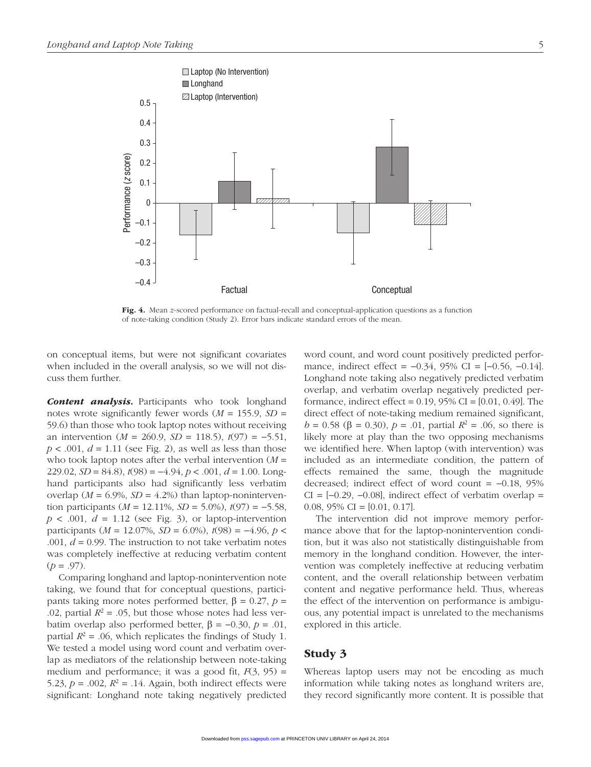Fig. 4. Mean *z*-scored performance on factual-recall and conceptual-application questions as a function of note-taking condition (Study 2). Error bars indicate standard errors of the mean.

on conceptual items, but were not significant covariates when included in the overall analysis, so we will not discuss them further.

***Content analysis.*** Participants who took longhand notes wrote significantly fewer words ($M$ = 155.9, $SD$ = 59.6) than those who took laptop notes without receiving an intervention ($M$ = 260.9, $SD$ = 118.5), $t(97) = -5.51$, $p < .001$, $d$ = 1.11 (see Fig. 2), as well as less than those who took laptop notes after the verbal intervention ($M$ = 229.02, $SD$ = 84.8), $t(98) = -4.94$, $p < .001$, $d$ = 1.00. Longhand participants also had significantly less verbatim overlap ($M$ = 6.9%, $SD$ = 4.2%) than laptop-nonintervention participants ($M$ = 12.11%, $SD$ = 5.0%), $t(97) = -5.58$, $p < .001$, $d$ = 1.12 (see Fig. 3), or laptop-intervention participants ($M$ = 12.07%, $SD$ = 6.0%), $t(98) = -4.96$, $p < .001$, $d$ = 0.99. The instruction to not take verbatim notes was completely ineffective at reducing verbatim content ($p$ = .97).

Comparing longhand and laptop-nonintervention note taking, we found that for conceptual questions, participants taking more notes performed better, $\beta$ = 0.27, $p$ = .02, partial $R^2$ = .05, but those whose notes had less verbatim overlap also performed better, $\beta = -0.30$, $p$ = .01, partial $R^2$ = .06, which replicates the findings of Study 1. We tested a model using word count and verbatim overlap as mediators of the relationship between note-taking medium and performance; it was a good fit, $F(3, 95)$ = 5.23, $p$ = .002, $R^2$ = .14. Again, both indirect effects were significant: Longhand note taking negatively predicted word count, and word count positively predicted performance, indirect effect = −0.34, 95% CI = [−0.56, −0.14]. Longhand note taking also negatively predicted verbatim overlap, and verbatim overlap negatively predicted performance, indirect effect = 0.19, 95% CI = [0.01, 0.49]. The direct effect of note-taking medium remained significant, $b$ = 0.58 ($\beta$ = 0.30), $p$ = .01, partial $R^2$ = .06, so there is likely more at play than the two opposing mechanisms we identified here. When laptop (with intervention) was included as an intermediate condition, the pattern of effects remained the same, though the magnitude decreased; indirect effect of word count = −0.18, 95% CI = [−0.29, −0.08], indirect effect of verbatim overlap = 0.08, 95% CI = [0.01, 0.17].

The intervention did not improve memory performance above that for the laptop-nonintervention condition, but it was also not statistically distinguishable from memory in the longhand condition. However, the intervention was completely ineffective at reducing verbatim content, and the overall relationship between verbatim content and negative performance held. Thus, whereas the effect of the intervention on performance is ambiguous, any potential impact is unrelated to the mechanisms explored in this article.

## Study 3

Whereas laptop users may not be encoding as much information while taking notes as longhand writers are, they record significantly more content. It is possible that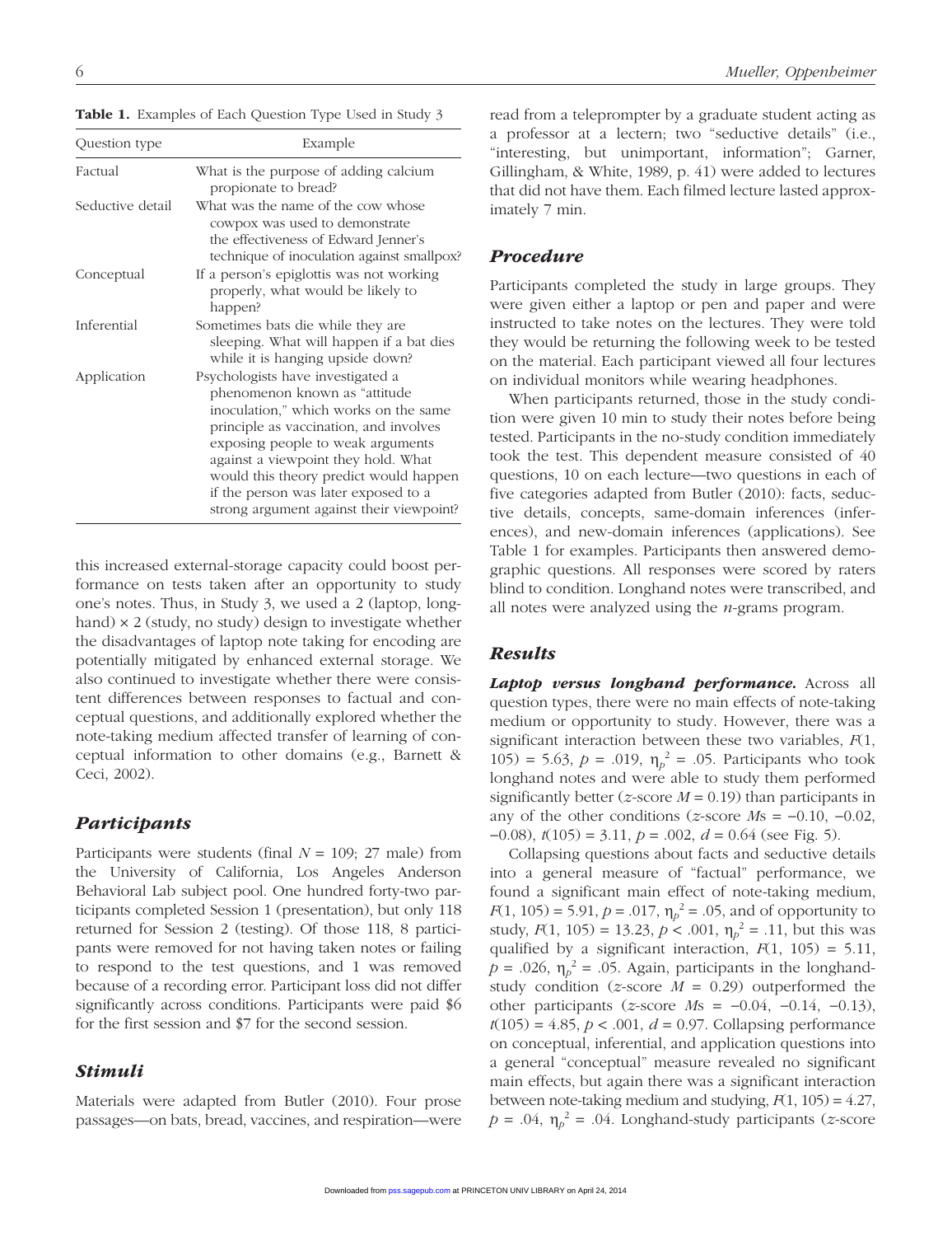**Table 1.** Examples of Each Question Type Used in Study 3

| Question type | Example |
| --- | --- |
| Factual | What is the purpose of adding calcium propionate to bread? |
| Seductive detail | What was the name of the cow whose cowpox was used to demonstrate the effectiveness of Edward Jenner's technique of inoculation against smallpox? |
| Conceptual | If a person's epiglottis was not working properly, what would be likely to happen? |
| Inferential | Sometimes bats die while they are sleeping. What will happen if a bat dies while it is hanging upside down? |
| Application | Psychologists have investigated a phenomenon known as "attitude inoculation," which works on the same principle as vaccination, and involves exposing people to weak arguments against a viewpoint they hold. What would this theory predict would happen if the person was later exposed to a strong argument against their viewpoint? |

this increased external-storage capacity could boost performance on tests taken after an opportunity to study one's notes. Thus, in Study 3, we used a 2 (laptop, longhand) × 2 (study, no study) design to investigate whether the disadvantages of laptop note taking for encoding are potentially mitigated by enhanced external storage. We also continued to investigate whether there were consistent differences between responses to factual and conceptual questions, and additionally explored whether the note-taking medium affected transfer of learning of conceptual information to other domains (e.g., Barnett & Ceci, 2002).

## *Participants*

Participants were students (final $N$ = 109; 27 male) from the University of California, Los Angeles Anderson Behavioral Lab subject pool. One hundred forty-two participants completed Session 1 (presentation), but only 118 returned for Session 2 (testing). Of those 118, 8 participants were removed for not having taken notes or failing to respond to the test questions, and 1 was removed because of a recording error. Participant loss did not differ significantly across conditions. Participants were paid $6 for the first session and $7 for the second session.

## *Stimuli*

Materials were adapted from Butler (2010). Four prose passages—on bats, bread, vaccines, and respiration—were read from a teleprompter by a graduate student acting as a professor at a lectern; two "seductive details" (i.e., "interesting, but unimportant, information"; Garner, Gillingham, & White, 1989, p. 41) were added to lectures that did not have them. Each filmed lecture lasted approximately 7 min.

## *Procedure*

Participants completed the study in large groups. They were given either a laptop or pen and paper and were instructed to take notes on the lectures. They were told they would be returning the following week to be tested on the material. Each participant viewed all four lectures on individual monitors while wearing headphones.

When participants returned, those in the study condition were given 10 min to study their notes before being tested. Participants in the no-study condition immediately took the test. This dependent measure consisted of 40 questions, 10 on each lecture—two questions in each of five categories adapted from Butler (2010): facts, seductive details, concepts, same-domain inferences (inferences), and new-domain inferences (applications). See Table 1 for examples. Participants then answered demographic questions. All responses were scored by raters blind to condition. Longhand notes were transcribed, and all notes were analyzed using the *n*-grams program.

## *Results*

***Laptop versus longhand performance.*** Across all question types, there were no main effects of note-taking medium or opportunity to study. However, there was a significant interaction between these two variables, $F(1, 105) = 5.63$, $p = .019$, $\eta_p^2 = .05$. Participants who took longhand notes and were able to study them performed significantly better ($z$-score $M = 0.19$) than participants in any of the other conditions ($z$-score $M$s = −0.10, −0.02, −0.08), $t(105) = 3.11$, $p = .002$, $d = 0.64$ (see Fig. 5).

Collapsing questions about facts and seductive details into a general measure of "factual" performance, we found a significant main effect of note-taking medium, $F(1, 105) = 5.91$, $p = .017$, $\eta_p^2 = .05$, and of opportunity to study, $F(1, 105) = 13.23$, $p < .001$, $\eta_p^2 = .11$, but this was qualified by a significant interaction, $F(1, 105) = 5.11$, $p = .026$, $\eta_p^2 = .05$. Again, participants in the longhand-study condition ($z$-score $M = 0.29$) outperformed the other participants ($z$-score $M$s = −0.04, −0.14, −0.13), $t(105) = 4.85$, $p < .001$, $d = 0.97$. Collapsing performance on conceptual, inferential, and application questions into a general "conceptual" measure revealed no significant main effects, but again there was a significant interaction between note-taking medium and studying, $F(1, 105) = 4.27$, $p = .04$, $\eta_p^2 = .04$. Longhand-study participants ($z$-score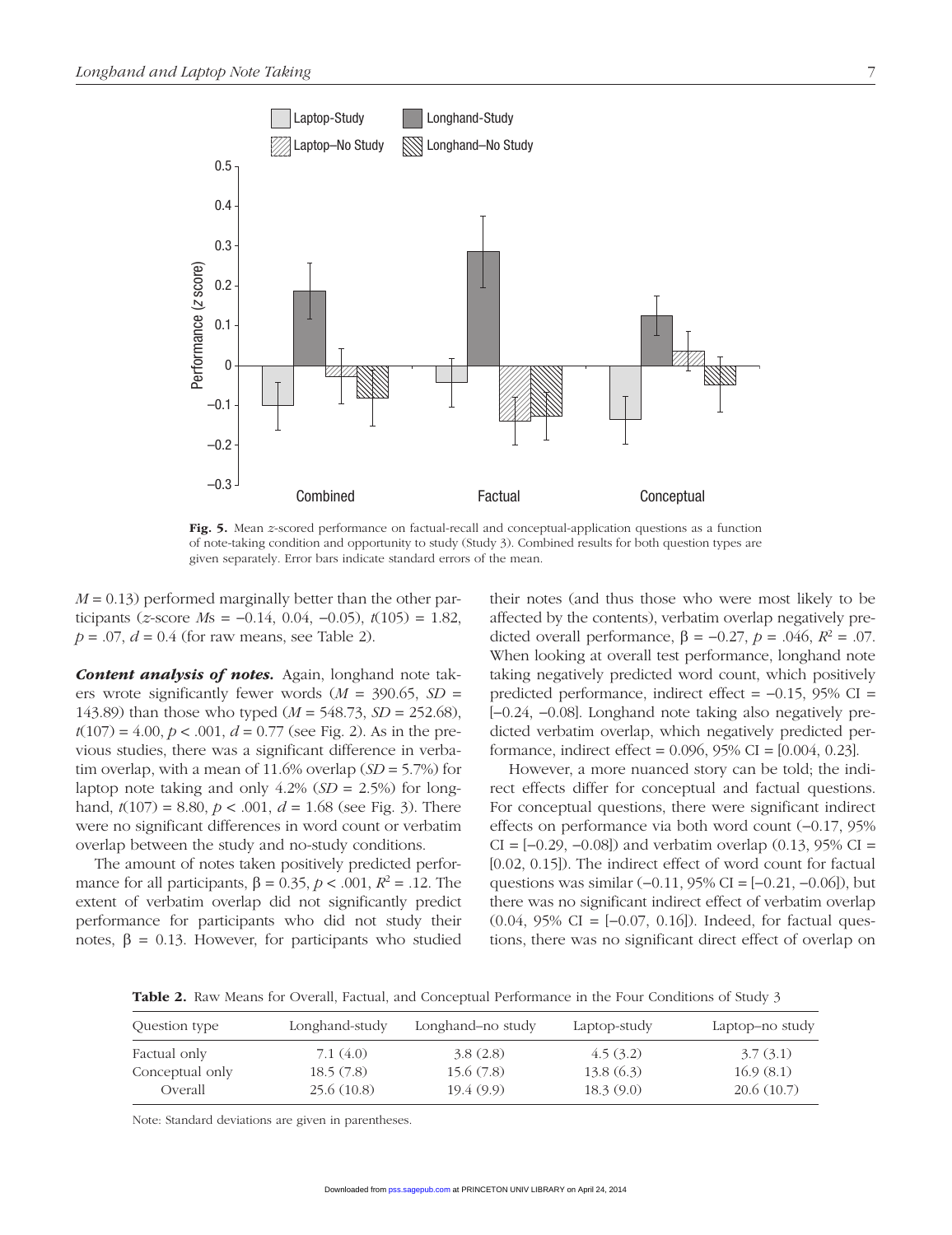Fig. 5. Mean *z*-scored performance on factual-recall and conceptual-application questions as a function of note-taking condition and opportunity to study (Study 3). Combined results for both question types are given separately. Error bars indicate standard errors of the mean.

$M = 0.13$) performed marginally better than the other participants (*z*-score *M*s = −0.14, 0.04, −0.05), $t(105) = 1.82$, $p = .07$, $d = 0.4$ (for raw means, see Table 2).

***Content analysis of notes.*** Again, longhand note takers wrote significantly fewer words ($M = 390.65$, $SD = 143.89$) than those who typed ($M = 548.73$, $SD = 252.68$), $t(107) = 4.00$, $p < .001$, $d = 0.77$ (see Fig. 2). As in the previous studies, there was a significant difference in verbatim overlap, with a mean of 11.6% overlap ($SD = 5.7\%$) for laptop note taking and only 4.2% ($SD = 2.5\%$) for longhand, $t(107) = 8.80$, $p < .001$, $d = 1.68$ (see Fig. 3). There were no significant differences in word count or verbatim overlap between the study and no-study conditions.

The amount of notes taken positively predicted performance for all participants, $\beta = 0.35$, $p < .001$, $R^2 = .12$. The extent of verbatim overlap did not significantly predict performance for participants who did not study their notes, $\beta = 0.13$. However, for participants who studied their notes (and thus those who were most likely to be affected by the contents), verbatim overlap negatively predicted overall performance, $\beta = -0.27$, $p = .046$, $R^2 = .07$. When looking at overall test performance, longhand note taking negatively predicted word count, which positively predicted performance, indirect effect = −0.15, 95% CI = [−0.24, −0.08]. Longhand note taking also negatively predicted verbatim overlap, which negatively predicted performance, indirect effect = 0.096, 95% CI = [0.004, 0.23].

However, a more nuanced story can be told; the indirect effects differ for conceptual and factual questions. For conceptual questions, there were significant indirect effects on performance via both word count (−0.17, 95% CI = [−0.29, −0.08]) and verbatim overlap (0.13, 95% CI = [0.02, 0.15]). The indirect effect of word count for factual questions was similar (−0.11, 95% CI = [−0.21, −0.06]), but there was no significant indirect effect of verbatim overlap (0.04, 95% CI = [−0.07, 0.16]). Indeed, for factual questions, there was no significant direct effect of overlap on

**Table 2.** Raw Means for Overall, Factual, and Conceptual Performance in the Four Conditions of Study 3

| Question type | Longhand-study | Longhand–no study | Laptop-study | Laptop–no study |
|---|---|---|---|---|
| Factual only | 7.1 (4.0) | 3.8 (2.8) | 4.5 (3.2) | 3.7 (3.1) |
| Conceptual only | 18.5 (7.8) | 15.6 (7.8) | 13.8 (6.3) | 16.9 (8.1) |
| Overall | 25.6 (10.8) | 19.4 (9.9) | 18.3 (9.0) | 20.6 (10.7) |

Note: Standard deviations are given in parentheses.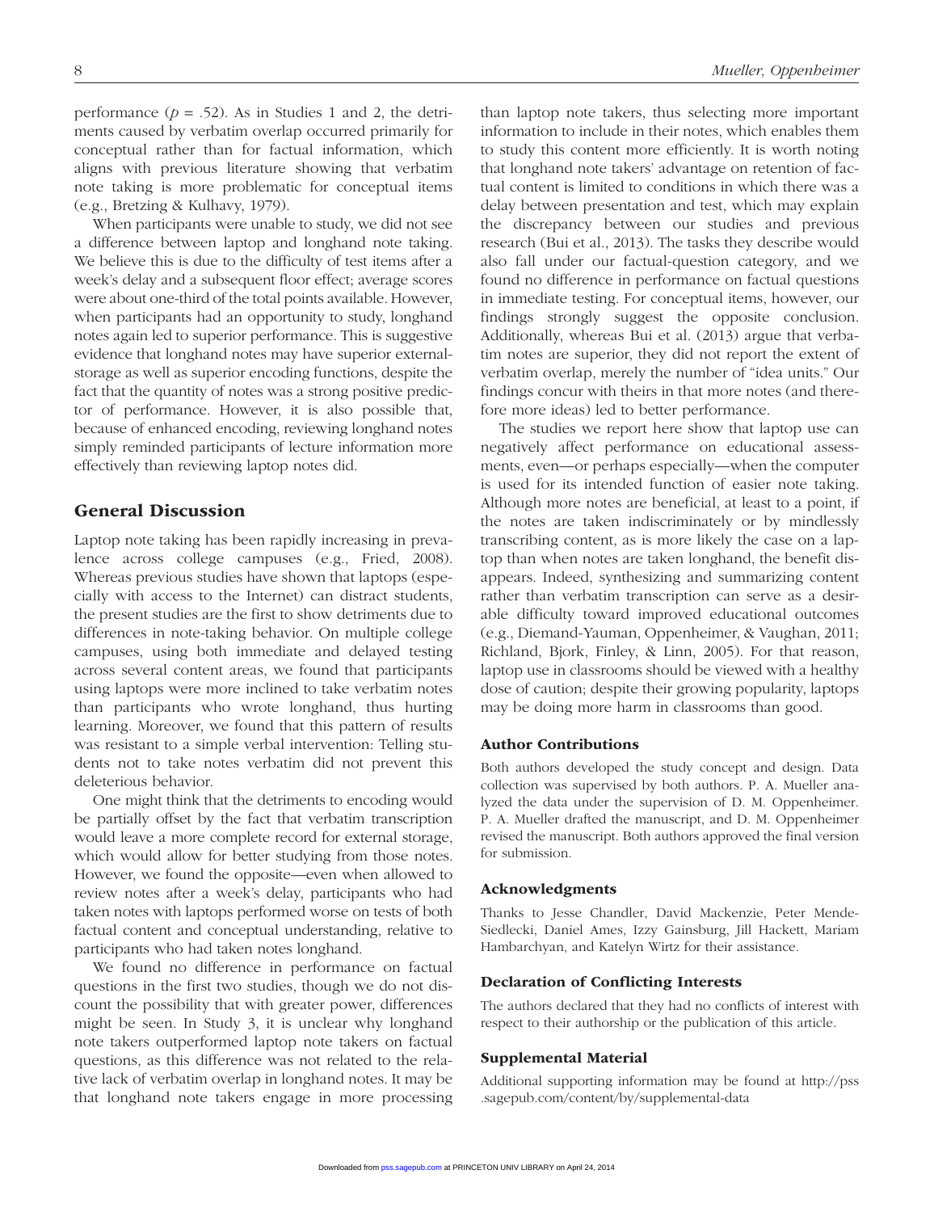performance ($p$ = .52). As in Studies 1 and 2, the detriments caused by verbatim overlap occurred primarily for conceptual rather than for factual information, which aligns with previous literature showing that verbatim note taking is more problematic for conceptual items (e.g., Bretzing & Kulhavy, 1979).

When participants were unable to study, we did not see a difference between laptop and longhand note taking. We believe this is due to the difficulty of test items after a week's delay and a subsequent floor effect; average scores were about one-third of the total points available. However, when participants had an opportunity to study, longhand notes again led to superior performance. This is suggestive evidence that longhand notes may have superior external-storage as well as superior encoding functions, despite the fact that the quantity of notes was a strong positive predictor of performance. However, it is also possible that, because of enhanced encoding, reviewing longhand notes simply reminded participants of lecture information more effectively than reviewing laptop notes did.

## General Discussion

Laptop note taking has been rapidly increasing in prevalence across college campuses (e.g., Fried, 2008). Whereas previous studies have shown that laptops (especially with access to the Internet) can distract students, the present studies are the first to show detriments due to differences in note-taking behavior. On multiple college campuses, using both immediate and delayed testing across several content areas, we found that participants using laptops were more inclined to take verbatim notes than participants who wrote longhand, thus hurting learning. Moreover, we found that this pattern of results was resistant to a simple verbal intervention: Telling students not to take notes verbatim did not prevent this deleterious behavior.

One might think that the detriments to encoding would be partially offset by the fact that verbatim transcription would leave a more complete record for external storage, which would allow for better studying from those notes. However, we found the opposite—even when allowed to review notes after a week's delay, participants who had taken notes with laptops performed worse on tests of both factual content and conceptual understanding, relative to participants who had taken notes longhand.

We found no difference in performance on factual questions in the first two studies, though we do not discount the possibility that with greater power, differences might be seen. In Study 3, it is unclear why longhand note takers outperformed laptop note takers on factual questions, as this difference was not related to the relative lack of verbatim overlap in longhand notes. It may be that longhand note takers engage in more processing than laptop note takers, thus selecting more important information to include in their notes, which enables them to study this content more efficiently. It is worth noting that longhand note takers' advantage on retention of factual content is limited to conditions in which there was a delay between presentation and test, which may explain the discrepancy between our studies and previous research (Bui et al., 2013). The tasks they describe would also fall under our factual-question category, and we found no difference in performance on factual questions in immediate testing. For conceptual items, however, our findings strongly suggest the opposite conclusion. Additionally, whereas Bui et al. (2013) argue that verbatim notes are superior, they did not report the extent of verbatim overlap, merely the number of "idea units." Our findings concur with theirs in that more notes (and therefore more ideas) led to better performance.

The studies we report here show that laptop use can negatively affect performance on educational assessments, even—or perhaps especially—when the computer is used for its intended function of easier note taking. Although more notes are beneficial, at least to a point, if the notes are taken indiscriminately or by mindlessly transcribing content, as is more likely the case on a laptop than when notes are taken longhand, the benefit disappears. Indeed, synthesizing and summarizing content rather than verbatim transcription can serve as a desirable difficulty toward improved educational outcomes (e.g., Diemand-Yauman, Oppenheimer, & Vaughan, 2011; Richland, Bjork, Finley, & Linn, 2005). For that reason, laptop use in classrooms should be viewed with a healthy dose of caution; despite their growing popularity, laptops may be doing more harm in classrooms than good.

### Author Contributions

Both authors developed the study concept and design. Data collection was supervised by both authors. P. A. Mueller analyzed the data under the supervision of D. M. Oppenheimer. P. A. Mueller drafted the manuscript, and D. M. Oppenheimer revised the manuscript. Both authors approved the final version for submission.

### Acknowledgments

Thanks to Jesse Chandler, David Mackenzie, Peter Mende-Siedlecki, Daniel Ames, Izzy Gainsburg, Jill Hackett, Mariam Hambarchyan, and Katelyn Wirtz for their assistance.

### Declaration of Conflicting Interests

The authors declared that they had no conflicts of interest with respect to their authorship or the publication of this article.

### Supplemental Material

Additional supporting information may be found at http://pss.sagepub.com/content/by/supplemental-data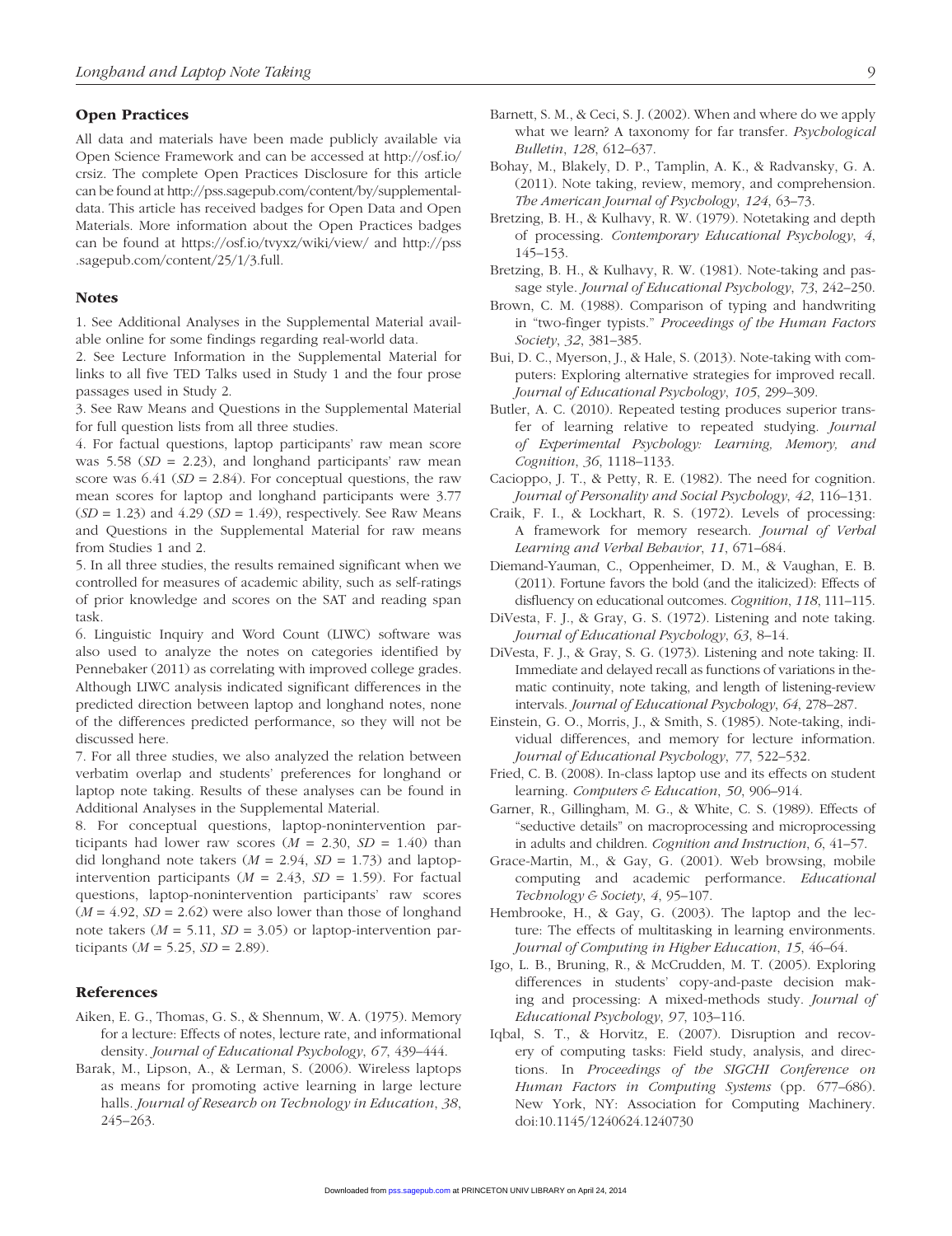## Open Practices

All data and materials have been made publicly available via Open Science Framework and can be accessed at http://osf.io/crsiz. The complete Open Practices Disclosure for this article can be found at http://pss.sagepub.com/content/by/supplemental-data. This article has received badges for Open Data and Open Materials. More information about the Open Practices badges can be found at https://osf.io/tvyxz/wiki/view/ and http://pss.sagepub.com/content/25/1/3.full.

## Notes

1. See Additional Analyses in the Supplemental Material available online for some findings regarding real-world data.

2. See Lecture Information in the Supplemental Material for links to all five TED Talks used in Study 1 and the four prose passages used in Study 2.

3. See Raw Means and Questions in the Supplemental Material for full question lists from all three studies.

4. For factual questions, laptop participants' raw mean score was 5.58 ($SD$ = 2.23), and longhand participants' raw mean score was 6.41 ($SD$ = 2.84). For conceptual questions, the raw mean scores for laptop and longhand participants were 3.77 ($SD$ = 1.23) and 4.29 ($SD$ = 1.49), respectively. See Raw Means and Questions in the Supplemental Material for raw means from Studies 1 and 2.

5. In all three studies, the results remained significant when we controlled for measures of academic ability, such as self-ratings of prior knowledge and scores on the SAT and reading span task.

6. Linguistic Inquiry and Word Count (LIWC) software was also used to analyze the notes on categories identified by Pennebaker (2011) as correlating with improved college grades. Although LIWC analysis indicated significant differences in the predicted direction between laptop and longhand notes, none of the differences predicted performance, so they will not be discussed here.

7. For all three studies, we also analyzed the relation between verbatim overlap and students' preferences for longhand or laptop note taking. Results of these analyses can be found in Additional Analyses in the Supplemental Material.

8. For conceptual questions, laptop-nonintervention participants had lower raw scores ($M$ = 2.30, $SD$ = 1.40) than did longhand note takers ($M$ = 2.94, $SD$ = 1.73) and laptop-intervention participants ($M$ = 2.43, $SD$ = 1.59). For factual questions, laptop-nonintervention participants' raw scores ($M$ = 4.92, $SD$ = 2.62) were also lower than those of longhand note takers ($M$ = 5.11, $SD$ = 3.05) or laptop-intervention participants ($M$ = 5.25, $SD$ = 2.89).

## References

Aiken, E. G., Thomas, G. S., & Shennum, W. A. (1975). Memory for a lecture: Effects of notes, lecture rate, and informational density. *Journal of Educational Psychology*, *67*, 439–444.

Barak, M., Lipson, A., & Lerman, S. (2006). Wireless laptops as means for promoting active learning in large lecture halls. *Journal of Research on Technology in Education*, *38*, 245–263.

Barnett, S. M., & Ceci, S. J. (2002). When and where do we apply what we learn? A taxonomy for far transfer. *Psychological Bulletin*, *128*, 612–637.

Bohay, M., Blakely, D. P., Tamplin, A. K., & Radvansky, G. A. (2011). Note taking, review, memory, and comprehension. *The American Journal of Psychology*, *124*, 63–73.

Bretzing, B. H., & Kulhavy, R. W. (1979). Notetaking and depth of processing. *Contemporary Educational Psychology*, *4*, 145–153.

Bretzing, B. H., & Kulhavy, R. W. (1981). Note-taking and passage style. *Journal of Educational Psychology*, *73*, 242–250.

Brown, C. M. (1988). Comparison of typing and handwriting in "two-finger typists." *Proceedings of the Human Factors Society*, *32*, 381–385.

Bui, D. C., Myerson, J., & Hale, S. (2013). Note-taking with computers: Exploring alternative strategies for improved recall. *Journal of Educational Psychology*, *105*, 299–309.

Butler, A. C. (2010). Repeated testing produces superior transfer of learning relative to repeated studying. *Journal of Experimental Psychology: Learning, Memory, and Cognition*, *36*, 1118–1133.

Cacioppo, J. T., & Petty, R. E. (1982). The need for cognition. *Journal of Personality and Social Psychology*, *42*, 116–131.

Craik, F. I., & Lockhart, R. S. (1972). Levels of processing: A framework for memory research. *Journal of Verbal Learning and Verbal Behavior*, *11*, 671–684.

Diemand-Yauman, C., Oppenheimer, D. M., & Vaughan, E. B. (2011). Fortune favors the bold (and the italicized): Effects of disfluency on educational outcomes. *Cognition*, *118*, 111–115.

DiVesta, F. J., & Gray, G. S. (1972). Listening and note taking. *Journal of Educational Psychology*, *63*, 8–14.

DiVesta, F. J., & Gray, S. G. (1973). Listening and note taking: II. Immediate and delayed recall as functions of variations in thematic continuity, note taking, and length of listening-review intervals. *Journal of Educational Psychology*, *64*, 278–287.

Einstein, G. O., Morris, J., & Smith, S. (1985). Note-taking, individual differences, and memory for lecture information. *Journal of Educational Psychology*, *77*, 522–532.

Fried, C. B. (2008). In-class laptop use and its effects on student learning. *Computers & Education*, *50*, 906–914.

Garner, R., Gillingham, M. G., & White, C. S. (1989). Effects of "seductive details" on macroprocessing and microprocessing in adults and children. *Cognition and Instruction*, *6*, 41–57.

Grace-Martin, M., & Gay, G. (2001). Web browsing, mobile computing and academic performance. *Educational Technology & Society*, *4*, 95–107.

Hembrooke, H., & Gay, G. (2003). The laptop and the lecture: The effects of multitasking in learning environments. *Journal of Computing in Higher Education*, *15*, 46–64.

Igo, L. B., Bruning, R., & McCrudden, M. T. (2005). Exploring differences in students' copy-and-paste decision making and processing: A mixed-methods study. *Journal of Educational Psychology*, *97*, 103–116.

Iqbal, S. T., & Horvitz, E. (2007). Disruption and recovery of computing tasks: Field study, analysis, and directions. In *Proceedings of the SIGCHI Conference on Human Factors in Computing Systems* (pp. 677–686). New York, NY: Association for Computing Machinery. doi:10.1145/1240624.1240730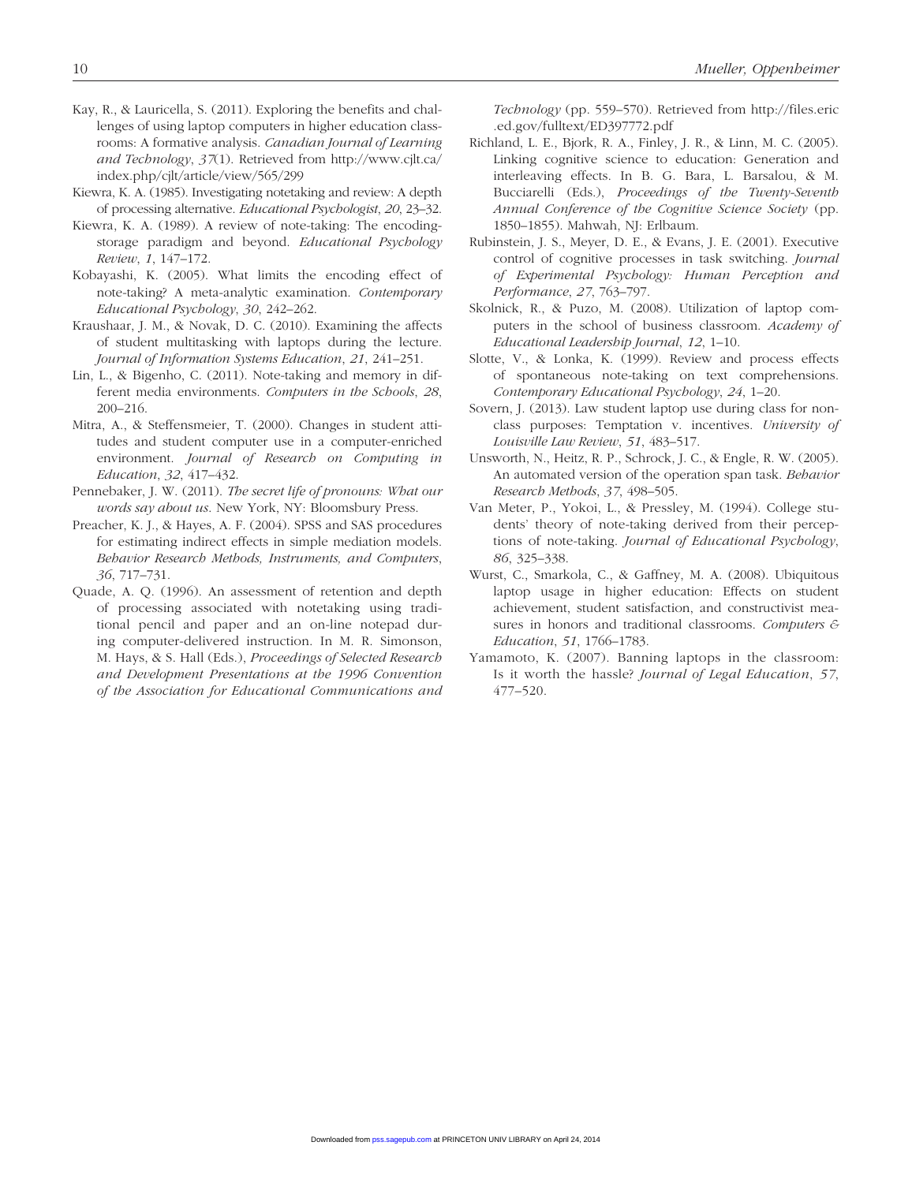Kay, R., & Lauricella, S. (2011). Exploring the benefits and challenges of using laptop computers in higher education classrooms: A formative analysis. *Canadian Journal of Learning and Technology*, *37*(1). Retrieved from http://www.cjlt.ca/index.php/cjlt/article/view/565/299

Kiewra, K. A. (1985). Investigating notetaking and review: A depth of processing alternative. *Educational Psychologist*, *20*, 23–32.

Kiewra, K. A. (1989). A review of note-taking: The encoding-storage paradigm and beyond. *Educational Psychology Review*, *1*, 147–172.

Kobayashi, K. (2005). What limits the encoding effect of note-taking? A meta-analytic examination. *Contemporary Educational Psychology*, *30*, 242–262.

Kraushaar, J. M., & Novak, D. C. (2010). Examining the affects of student multitasking with laptops during the lecture. *Journal of Information Systems Education*, *21*, 241–251.

Lin, L., & Bigenho, C. (2011). Note-taking and memory in different media environments. *Computers in the Schools*, *28*, 200–216.

Mitra, A., & Steffensmeier, T. (2000). Changes in student attitudes and student computer use in a computer-enriched environment. *Journal of Research on Computing in Education*, *32*, 417–432.

Pennebaker, J. W. (2011). *The secret life of pronouns: What our words say about us*. New York, NY: Bloomsbury Press.

Preacher, K. J., & Hayes, A. F. (2004). SPSS and SAS procedures for estimating indirect effects in simple mediation models. *Behavior Research Methods, Instruments, and Computers*, *36*, 717–731.

Quade, A. Q. (1996). An assessment of retention and depth of processing associated with notetaking using traditional pencil and paper and an on-line notepad during computer-delivered instruction. In M. R. Simonson, M. Hays, & S. Hall (Eds.), *Proceedings of Selected Research and Development Presentations at the 1996 Convention of the Association for Educational Communications and Technology* (pp. 559–570). Retrieved from http://files.eric.ed.gov/fulltext/ED397772.pdf

Richland, L. E., Bjork, R. A., Finley, J. R., & Linn, M. C. (2005). Linking cognitive science to education: Generation and interleaving effects. In B. G. Bara, L. Barsalou, & M. Bucciarelli (Eds.), *Proceedings of the Twenty-Seventh Annual Conference of the Cognitive Science Society* (pp. 1850–1855). Mahwah, NJ: Erlbaum.

Rubinstein, J. S., Meyer, D. E., & Evans, J. E. (2001). Executive control of cognitive processes in task switching. *Journal of Experimental Psychology: Human Perception and Performance*, *27*, 763–797.

Skolnick, R., & Puzo, M. (2008). Utilization of laptop computers in the school of business classroom. *Academy of Educational Leadership Journal*, *12*, 1–10.

Slotte, V., & Lonka, K. (1999). Review and process effects of spontaneous note-taking on text comprehensions. *Contemporary Educational Psychology*, *24*, 1–20.

Sovern, J. (2013). Law student laptop use during class for non-class purposes: Temptation v. incentives. *University of Louisville Law Review*, *51*, 483–517.

Unsworth, N., Heitz, R. P., Schrock, J. C., & Engle, R. W. (2005). An automated version of the operation span task. *Behavior Research Methods*, *37*, 498–505.

Van Meter, P., Yokoi, L., & Pressley, M. (1994). College students' theory of note-taking derived from their perceptions of note-taking. *Journal of Educational Psychology*, *86*, 325–338.

Wurst, C., Smarkola, C., & Gaffney, M. A. (2008). Ubiquitous laptop usage in higher education: Effects on student achievement, student satisfaction, and constructivist measures in honors and traditional classrooms. *Computers & Education*, *51*, 1766–1783.

Yamamoto, K. (2007). Banning laptops in the classroom: Is it worth the hassle? *Journal of Legal Education*, *57*, 477–520.